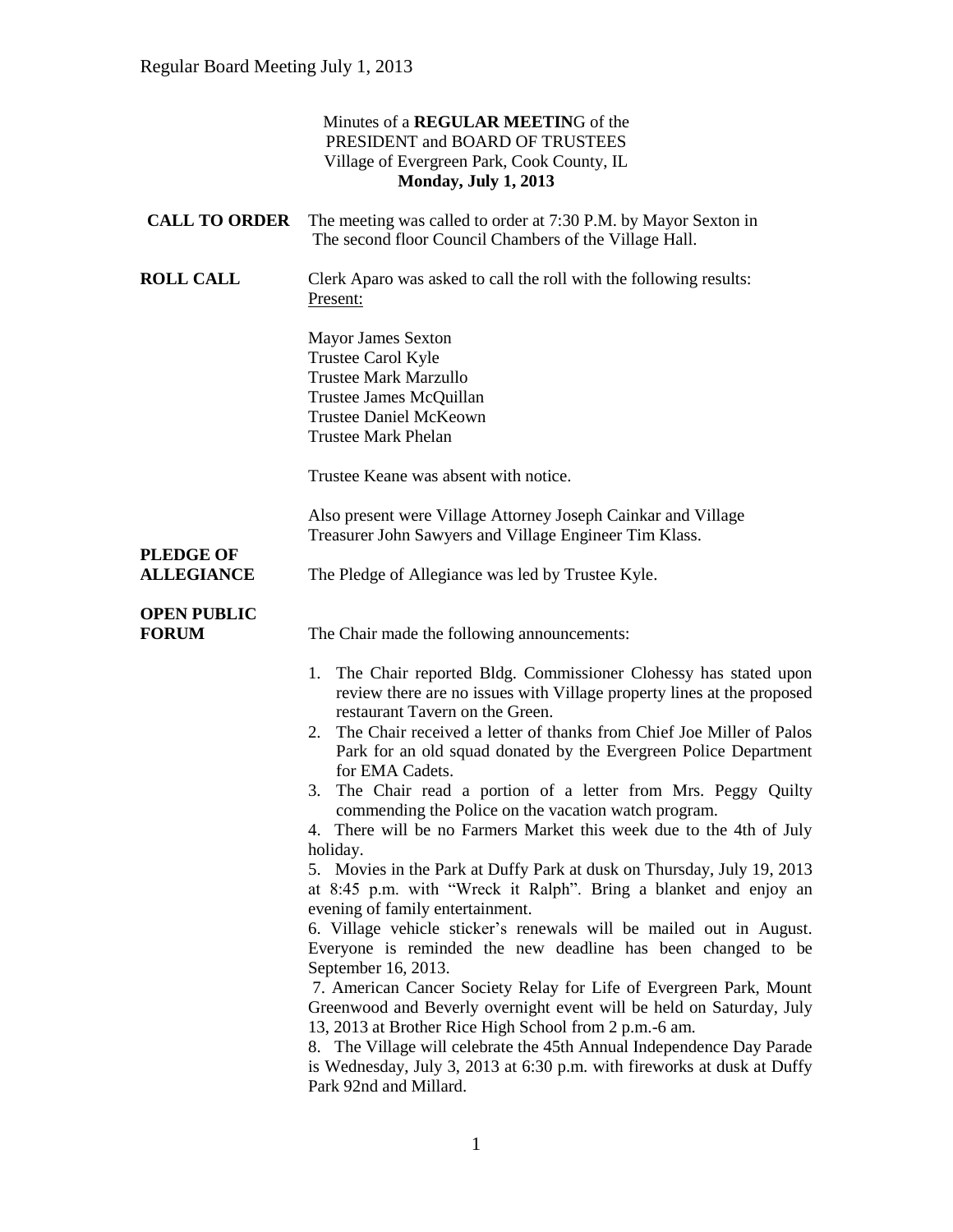Minutes of a **REGULAR MEETIN**G of the
PRESIDENT and BOARD OF TRUSTEES
Village of Evergreen Park, Cook County, IL
**Monday, July 1, 2013**

**CALL TO ORDER** The meeting was called to order at 7:30 P.M. by Mayor Sexton in The second floor Council Chambers of the Village Hall.

**ROLL CALL** Clerk Aparo was asked to call the roll with the following results:
Present:

Mayor James Sexton
Trustee Carol Kyle
Trustee Mark Marzullo
Trustee James McQuillan
Trustee Daniel McKeown
Trustee Mark Phelan

Trustee Keane was absent with notice.

Also present were Village Attorney Joseph Cainkar and Village Treasurer John Sawyers and Village Engineer Tim Klass.

**PLEDGE OF ALLEGIANCE** The Pledge of Allegiance was led by Trustee Kyle.

**OPEN PUBLIC FORUM** The Chair made the following announcements:

1. The Chair reported Bldg. Commissioner Clohessy has stated upon review there are no issues with Village property lines at the proposed restaurant Tavern on the Green.
2. The Chair received a letter of thanks from Chief Joe Miller of Palos Park for an old squad donated by the Evergreen Police Department for EMA Cadets.
3. The Chair read a portion of a letter from Mrs. Peggy Quilty commending the Police on the vacation watch program.
4. There will be no Farmers Market this week due to the 4th of July holiday.
5. Movies in the Park at Duffy Park at dusk on Thursday, July 19, 2013 at 8:45 p.m. with "Wreck it Ralph". Bring a blanket and enjoy an evening of family entertainment.
6. Village vehicle sticker's renewals will be mailed out in August. Everyone is reminded the new deadline has been changed to be September 16, 2013.
7. American Cancer Society Relay for Life of Evergreen Park, Mount Greenwood and Beverly overnight event will be held on Saturday, July 13, 2013 at Brother Rice High School from 2 p.m.-6 am.
8. The Village will celebrate the 45th Annual Independence Day Parade is Wednesday, July 3, 2013 at 6:30 p.m. with fireworks at dusk at Duffy Park 92nd and Millard.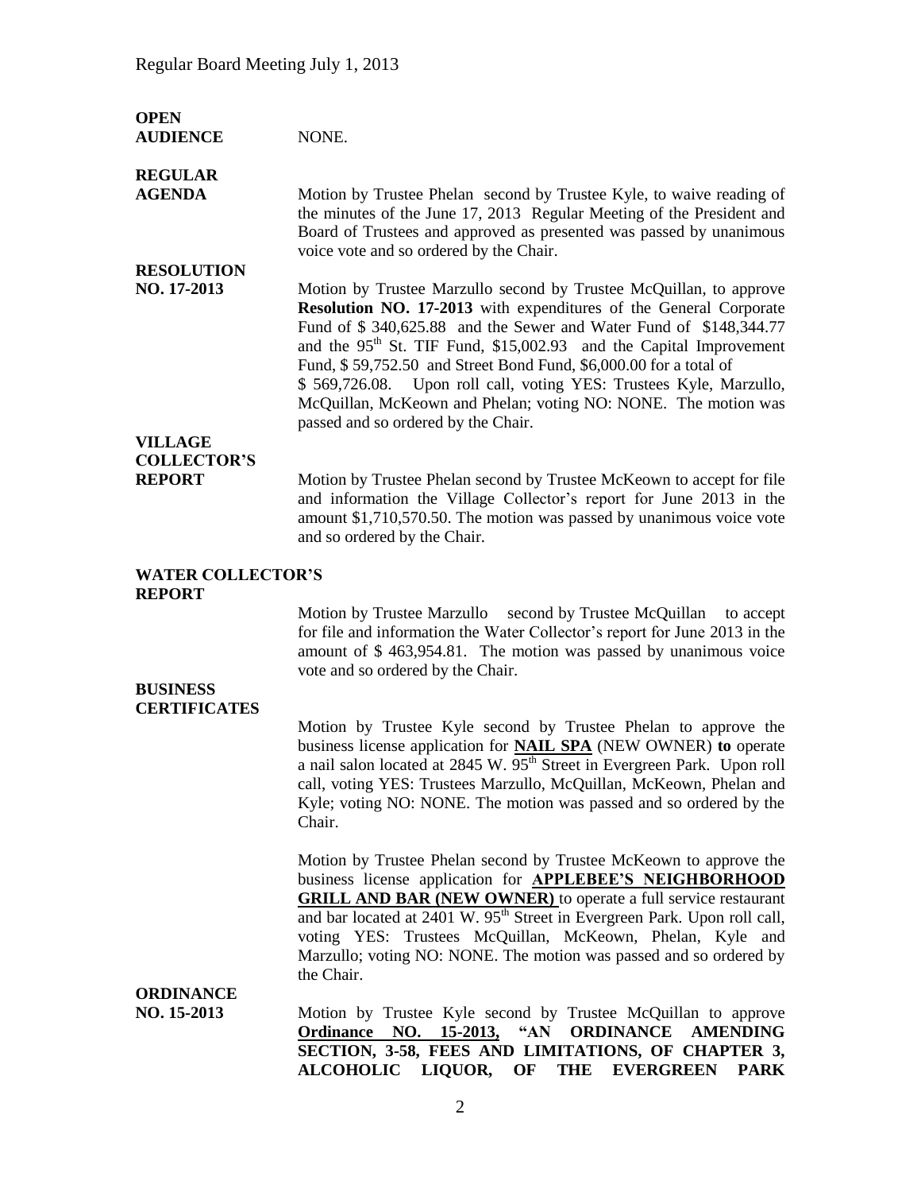**OPEN AUDIENCE**

NONE.

**REGULAR AGENDA**

Motion by Trustee Phelan second by Trustee Kyle, to waive reading of the minutes of the June 17, 2013 Regular Meeting of the President and Board of Trustees and approved as presented was passed by unanimous voice vote and so ordered by the Chair.

**RESOLUTION NO. 17-2013**

Motion by Trustee Marzullo second by Trustee McQuillan, to approve **Resolution NO. 17-2013** with expenditures of the General Corporate Fund of \$ 340,625.88 and the Sewer and Water Fund of \$148,344.77 and the 95th St. TIF Fund, \$15,002.93 and the Capital Improvement Fund, \$ 59,752.50 and Street Bond Fund, \$6,000.00 for a total of \$ 569,726.08. Upon roll call, voting YES: Trustees Kyle, Marzullo, McQuillan, McKeown and Phelan; voting NO: NONE. The motion was passed and so ordered by the Chair.

**VILLAGE COLLECTOR'S REPORT**

Motion by Trustee Phelan second by Trustee McKeown to accept for file and information the Village Collector's report for June 2013 in the amount \$1,710,570.50. The motion was passed by unanimous voice vote and so ordered by the Chair.

**WATER COLLECTOR'S REPORT**

Motion by Trustee Marzullo second by Trustee McQuillan to accept for file and information the Water Collector's report for June 2013 in the amount of \$ 463,954.81. The motion was passed by unanimous voice vote and so ordered by the Chair.

**BUSINESS CERTIFICATES**

Motion by Trustee Kyle second by Trustee Phelan to approve the business license application for **NAIL SPA** (NEW OWNER) **to** operate a nail salon located at 2845 W. 95th Street in Evergreen Park. Upon roll call, voting YES: Trustees Marzullo, McQuillan, McKeown, Phelan and Kyle; voting NO: NONE. The motion was passed and so ordered by the Chair.

Motion by Trustee Phelan second by Trustee McKeown to approve the business license application for **APPLEBEE'S NEIGHBORHOOD GRILL AND BAR (NEW OWNER)** to operate a full service restaurant and bar located at 2401 W. 95th Street in Evergreen Park. Upon roll call, voting YES: Trustees McQuillan, McKeown, Phelan, Kyle and Marzullo; voting NO: NONE. The motion was passed and so ordered by the Chair.

**ORDINANCE NO. 15-2013**

Motion by Trustee Kyle second by Trustee McQuillan to approve **Ordinance NO. 15-2013, "AN ORDINANCE AMENDING SECTION, 3-58, FEES AND LIMITATIONS, OF CHAPTER 3, ALCOHOLIC LIQUOR, OF THE EVERGREEN PARK**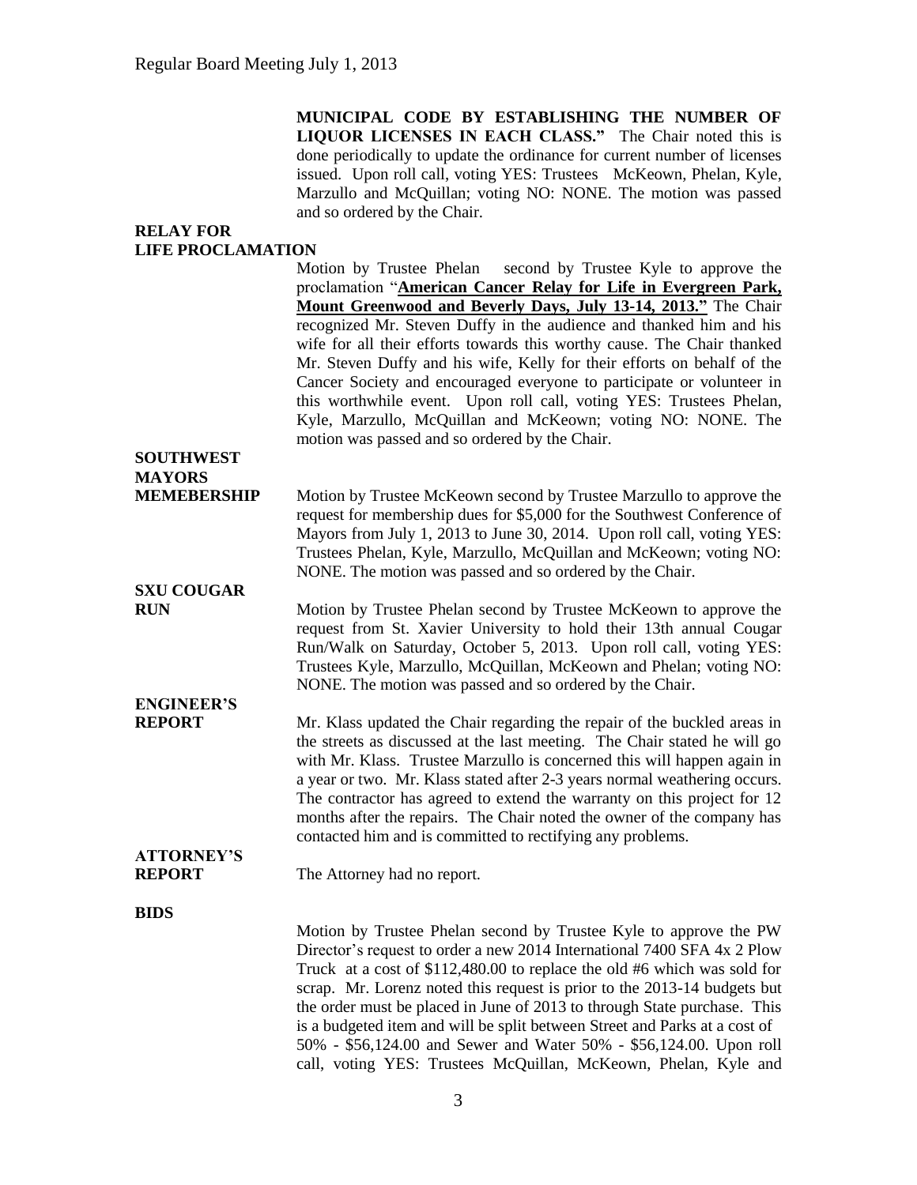**MUNICIPAL CODE BY ESTABLISHING THE NUMBER OF LIQUOR LICENSES IN EACH CLASS."** The Chair noted this is done periodically to update the ordinance for current number of licenses issued. Upon roll call, voting YES: Trustees McKeown, Phelan, Kyle, Marzullo and McQuillan; voting NO: NONE. The motion was passed and so ordered by the Chair.

**RELAY FOR LIFE PROCLAMATION**

Motion by Trustee Phelan second by Trustee Kyle to approve the proclamation "**American Cancer Relay for Life in Evergreen Park, Mount Greenwood and Beverly Days, July 13-14, 2013."** The Chair recognized Mr. Steven Duffy in the audience and thanked him and his wife for all their efforts towards this worthy cause. The Chair thanked Mr. Steven Duffy and his wife, Kelly for their efforts on behalf of the Cancer Society and encouraged everyone to participate or volunteer in this worthwhile event. Upon roll call, voting YES: Trustees Phelan, Kyle, Marzullo, McQuillan and McKeown; voting NO: NONE. The motion was passed and so ordered by the Chair.

**SOUTHWEST MAYORS MEMEBERSHIP**

Motion by Trustee McKeown second by Trustee Marzullo to approve the request for membership dues for $5,000 for the Southwest Conference of Mayors from July 1, 2013 to June 30, 2014. Upon roll call, voting YES: Trustees Phelan, Kyle, Marzullo, McQuillan and McKeown; voting NO: NONE. The motion was passed and so ordered by the Chair.

**SXU COUGAR RUN**

Motion by Trustee Phelan second by Trustee McKeown to approve the request from St. Xavier University to hold their 13th annual Cougar Run/Walk on Saturday, October 5, 2013. Upon roll call, voting YES: Trustees Kyle, Marzullo, McQuillan, McKeown and Phelan; voting NO: NONE. The motion was passed and so ordered by the Chair.

**ENGINEER'S REPORT**

Mr. Klass updated the Chair regarding the repair of the buckled areas in the streets as discussed at the last meeting. The Chair stated he will go with Mr. Klass. Trustee Marzullo is concerned this will happen again in a year or two. Mr. Klass stated after 2-3 years normal weathering occurs. The contractor has agreed to extend the warranty on this project for 12 months after the repairs. The Chair noted the owner of the company has contacted him and is committed to rectifying any problems.

**ATTORNEY'S REPORT**

The Attorney had no report.

**BIDS**

Motion by Trustee Phelan second by Trustee Kyle to approve the PW Director's request to order a new 2014 International 7400 SFA 4x 2 Plow Truck at a cost of $112,480.00 to replace the old #6 which was sold for scrap. Mr. Lorenz noted this request is prior to the 2013-14 budgets but the order must be placed in June of 2013 to through State purchase. This is a budgeted item and will be split between Street and Parks at a cost of 50% - $56,124.00 and Sewer and Water 50% - $56,124.00. Upon roll call, voting YES: Trustees McQuillan, McKeown, Phelan, Kyle and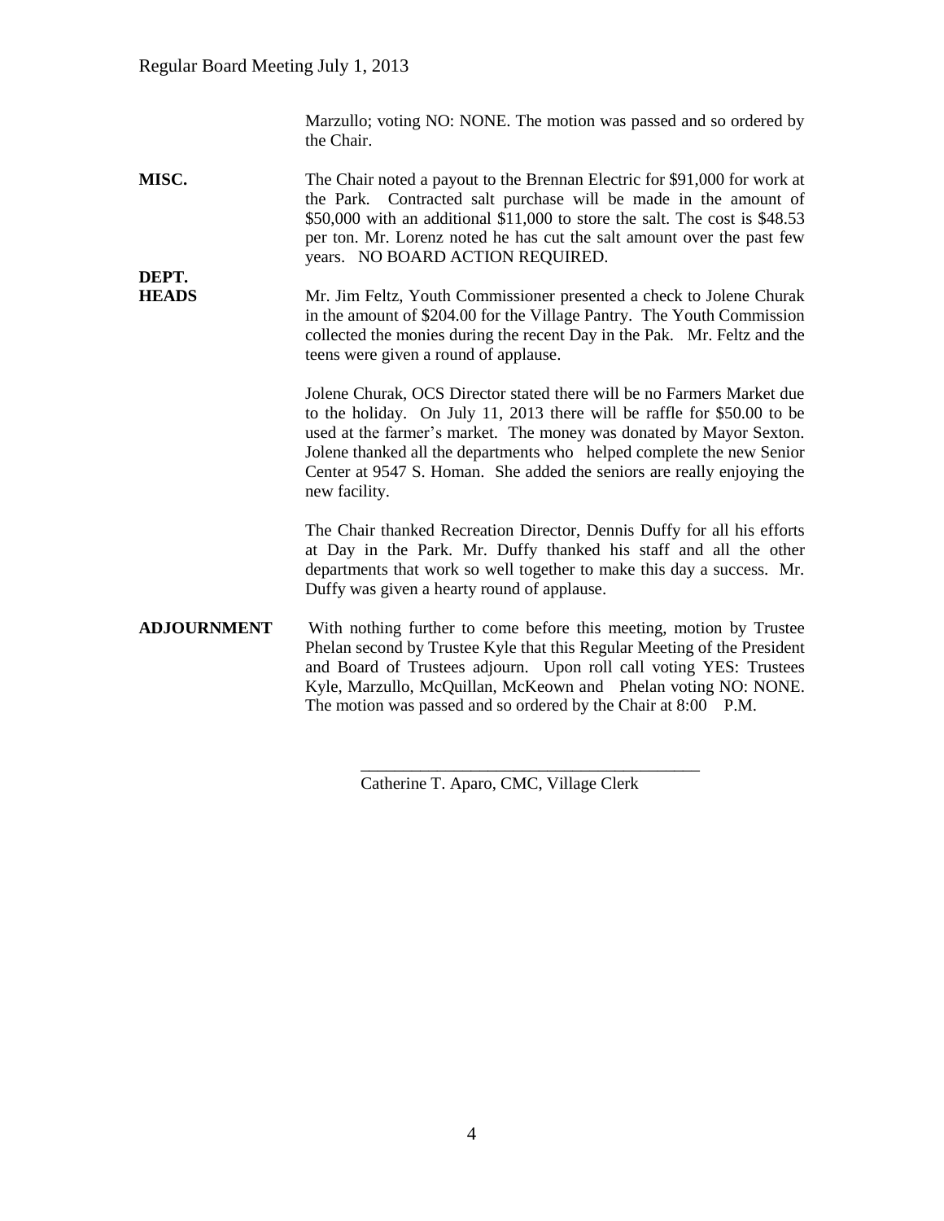Marzullo; voting NO: NONE. The motion was passed and so ordered by the Chair.

**MISC.** The Chair noted a payout to the Brennan Electric for $91,000 for work at the Park. Contracted salt purchase will be made in the amount of $50,000 with an additional $11,000 to store the salt. The cost is $48.53 per ton. Mr. Lorenz noted he has cut the salt amount over the past few years. NO BOARD ACTION REQUIRED.

**DEPT. HEADS** Mr. Jim Feltz, Youth Commissioner presented a check to Jolene Churak in the amount of $204.00 for the Village Pantry. The Youth Commission collected the monies during the recent Day in the Pak. Mr. Feltz and the teens were given a round of applause.

Jolene Churak, OCS Director stated there will be no Farmers Market due to the holiday. On July 11, 2013 there will be raffle for $50.00 to be used at the farmer's market. The money was donated by Mayor Sexton. Jolene thanked all the departments who helped complete the new Senior Center at 9547 S. Homan. She added the seniors are really enjoying the new facility.

The Chair thanked Recreation Director, Dennis Duffy for all his efforts at Day in the Park. Mr. Duffy thanked his staff and all the other departments that work so well together to make this day a success. Mr. Duffy was given a hearty round of applause.

**ADJOURNMENT** With nothing further to come before this meeting, motion by Trustee Phelan second by Trustee Kyle that this Regular Meeting of the President and Board of Trustees adjourn. Upon roll call voting YES: Trustees Kyle, Marzullo, McQuillan, McKeown and Phelan voting NO: NONE. The motion was passed and so ordered by the Chair at 8:00 P.M.

\_\_\_\_\_\_\_\_\_\_\_\_\_\_\_\_\_\_\_\_\_\_\_\_\_\_\_\_\_\_\_\_\_\_\_\_\_\_\_\_

Catherine T. Aparo, CMC, Village Clerk